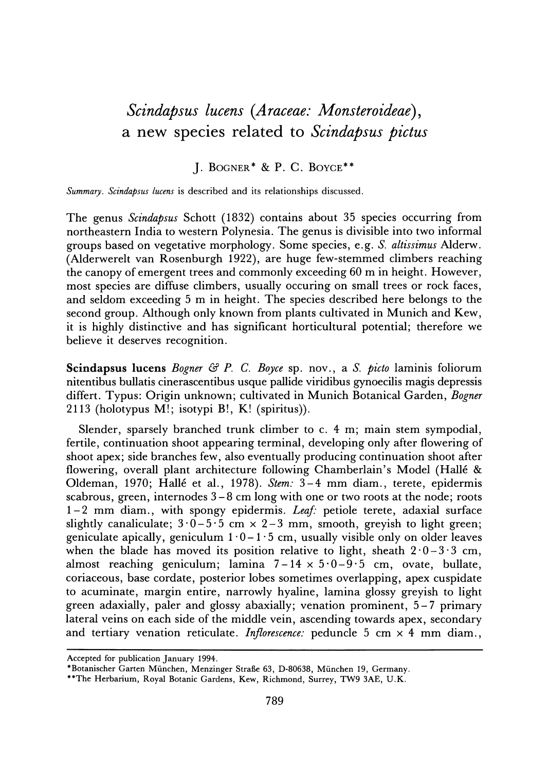# *Scindapsus lucens* (*Araceae: Monsteroideae*), a new species related to *Scindapsus pictus*

J. Bogner* & P. C. Boyce**

*Summary*. *Scindapsus lucens* is described and its relationships discussed.

The genus *Scindapsus* Schott (1832) contains about 35 species occurring from northeastern India to western Polynesia. The genus is divisible into two informal groups based on vegetative morphology. Some species, e.g. *S. altissimus* Alderw. (Alderwerelt van Rosenburgh 1922), are huge few-stemmed climbers reaching the canopy of emergent trees and commonly exceeding 60 m in height. However, most species are diffuse climbers, usually occuring on small trees or rock faces, and seldom exceeding 5 m in height. The species described here belongs to the second group. Although only known from plants cultivated in Munich and Kew, it is highly distinctive and has significant horticultural potential; therefore we believe it deserves recognition.

**Scindapsus lucens** *Bogner & P. C. Boyce* sp. nov., a *S. picto* laminis foliorum nitentibus bullatis cinerascentibus usque pallide viridibus gynoecilis magis depressis differt. Typus: Origin unknown; cultivated in Munich Botanical Garden, *Bogner* 2113 (holotypus M!; isotypi B!, K! (spiritus)).

Slender, sparsely branched trunk climber to c. 4 m; main stem sympodial, fertile, continuation shoot appearing terminal, developing only after flowering of shoot apex; side branches few, also eventually producing continuation shoot after flowering, overall plant architecture following Chamberlain's Model (Hallé & Oldeman, 1970; Hallé et al., 1978). *Stem:* 3–4 mm diam., terete, epidermis scabrous, green, internodes 3–8 cm long with one or two roots at the node; roots 1–2 mm diam., with spongy epidermis. *Leaf:* petiole terete, adaxial surface slightly canaliculate; 3·0–5·5 cm × 2–3 mm, smooth, greyish to light green; geniculate apically, geniculum 1·0–1·5 cm, usually visible only on older leaves when the blade has moved its position relative to light, sheath 2·0–3·3 cm, almost reaching geniculum; lamina 7–14 × 5·0–9·5 cm, ovate, bullate, coriaceous, base cordate, posterior lobes sometimes overlapping, apex cuspidate to acuminate, margin entire, narrowly hyaline, lamina glossy greyish to light green adaxially, paler and glossy abaxially; venation prominent, 5–7 primary lateral veins on each side of the middle vein, ascending towards apex, secondary and tertiary venation reticulate. *Inflorescence:* peduncle 5 cm × 4 mm diam.,

---

Accepted for publication January 1994.

*Botanischer Garten München, Menzinger Straße 63, D-80638, München 19, Germany.

**The Herbarium, Royal Botanic Gardens, Kew, Richmond, Surrey, TW9 3AE, U.K.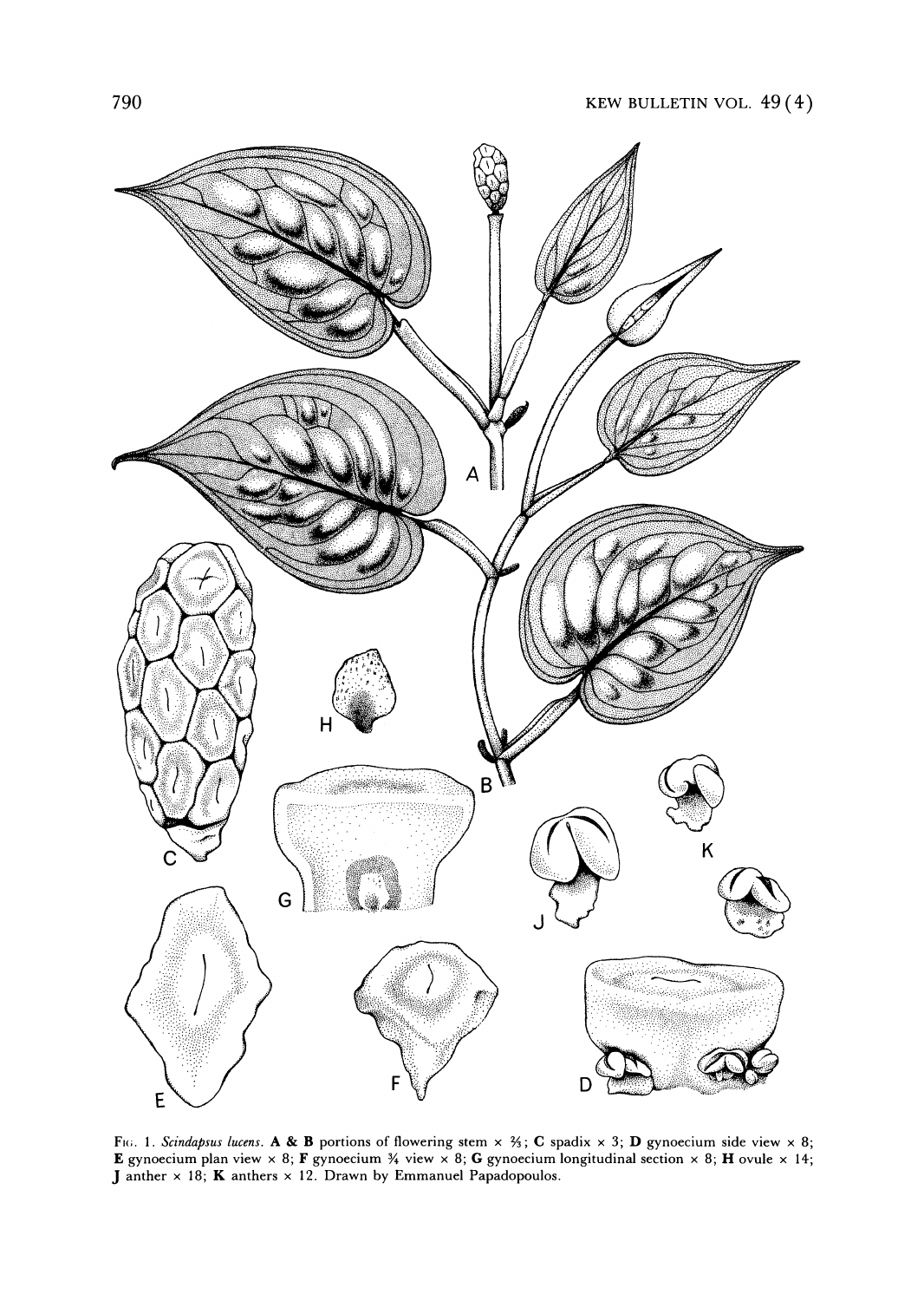Fig. 1. *Scindapsus lucens*. **A & B** portions of flowering stem × ⅔; **C** spadix × 3; **D** gynoecium side view × 8; **E** gynoecium plan view × 8; **F** gynoecium ¾ view × 8; **G** gynoecium longitudinal section × 8; **H** ovule × 14; **J** anther × 18; **K** anthers × 12. Drawn by Emmanuel Papadopoulos.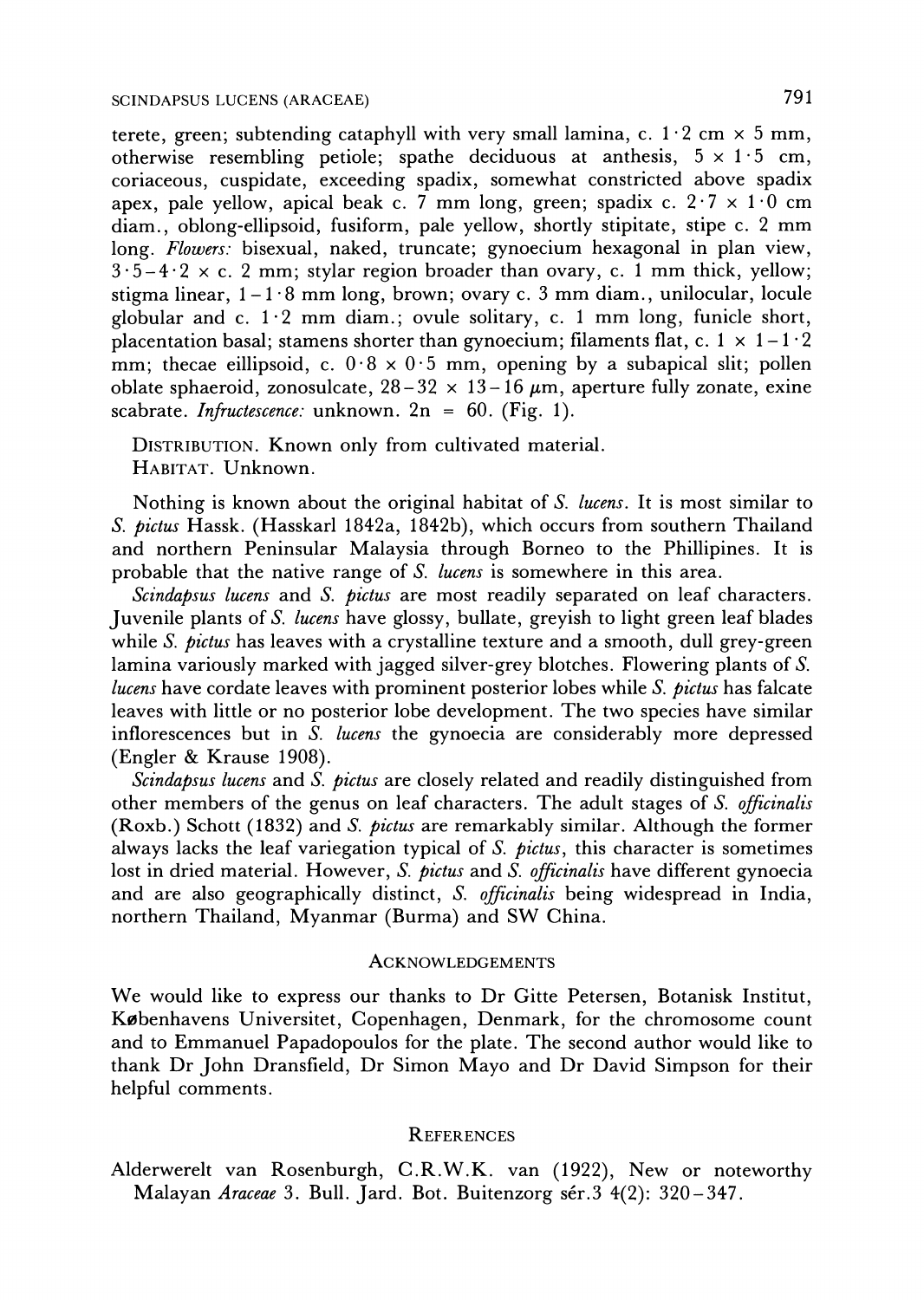terete, green; subtending cataphyll with very small lamina, c. 1·2 cm × 5 mm, otherwise resembling petiole; spathe deciduous at anthesis, 5 × 1·5 cm, coriaceous, cuspidate, exceeding spadix, somewhat constricted above spadix apex, pale yellow, apical beak c. 7 mm long, green; spadix c. 2·7 × 1·0 cm diam., oblong-ellipsoid, fusiform, pale yellow, shortly stipitate, stipe c. 2 mm long. *Flowers:* bisexual, naked, truncate; gynoecium hexagonal in plan view, 3·5–4·2 × c. 2 mm; stylar region broader than ovary, c. 1 mm thick, yellow; stigma linear, 1–1·8 mm long, brown; ovary c. 3 mm diam., unilocular, locule globular and c. 1·2 mm diam.; ovule solitary, c. 1 mm long, funicle short, placentation basal; stamens shorter than gynoecium; filaments flat, c. 1 × 1–1·2 mm; thecae eillipsoid, c. 0·8 × 0·5 mm, opening by a subapical slit; pollen oblate sphaeroid, zonosulcate, 28–32 × 13–16 μm, aperture fully zonate, exine scabrate. *Infructescence:* unknown. 2n = 60. (Fig. 1).

DISTRIBUTION. Known only from cultivated material.
HABITAT. Unknown.

Nothing is known about the original habitat of *S. lucens*. It is most similar to *S. pictus* Hassk. (Hasskarl 1842a, 1842b), which occurs from southern Thailand and northern Peninsular Malaysia through Borneo to the Phillipines. It is probable that the native range of *S. lucens* is somewhere in this area.

*Scindapsus lucens* and *S. pictus* are most readily separated on leaf characters. Juvenile plants of *S. lucens* have glossy, bullate, greyish to light green leaf blades while *S. pictus* has leaves with a crystalline texture and a smooth, dull grey-green lamina variously marked with jagged silver-grey blotches. Flowering plants of *S. lucens* have cordate leaves with prominent posterior lobes while *S. pictus* has falcate leaves with little or no posterior lobe development. The two species have similar inflorescences but in *S. lucens* the gynoecia are considerably more depressed (Engler & Krause 1908).

*Scindapsus lucens* and *S. pictus* are closely related and readily distinguished from other members of the genus on leaf characters. The adult stages of *S. officinalis* (Roxb.) Schott (1832) and *S. pictus* are remarkably similar. Although the former always lacks the leaf variegation typical of *S. pictus*, this character is sometimes lost in dried material. However, *S. pictus* and *S. officinalis* have different gynoecia and are also geographically distinct, *S. officinalis* being widespread in India, northern Thailand, Myanmar (Burma) and SW China.

## ACKNOWLEDGEMENTS

We would like to express our thanks to Dr Gitte Petersen, Botanisk Institut, Københavens Universitet, Copenhagen, Denmark, for the chromosome count and to Emmanuel Papadopoulos for the plate. The second author would like to thank Dr John Dransfield, Dr Simon Mayo and Dr David Simpson for their helpful comments.

## REFERENCES

Alderwerelt van Rosenburgh, C.R.W.K. van (1922), New or noteworthy Malayan *Araceae* 3. Bull. Jard. Bot. Buitenzorg sér.3 4(2): 320–347.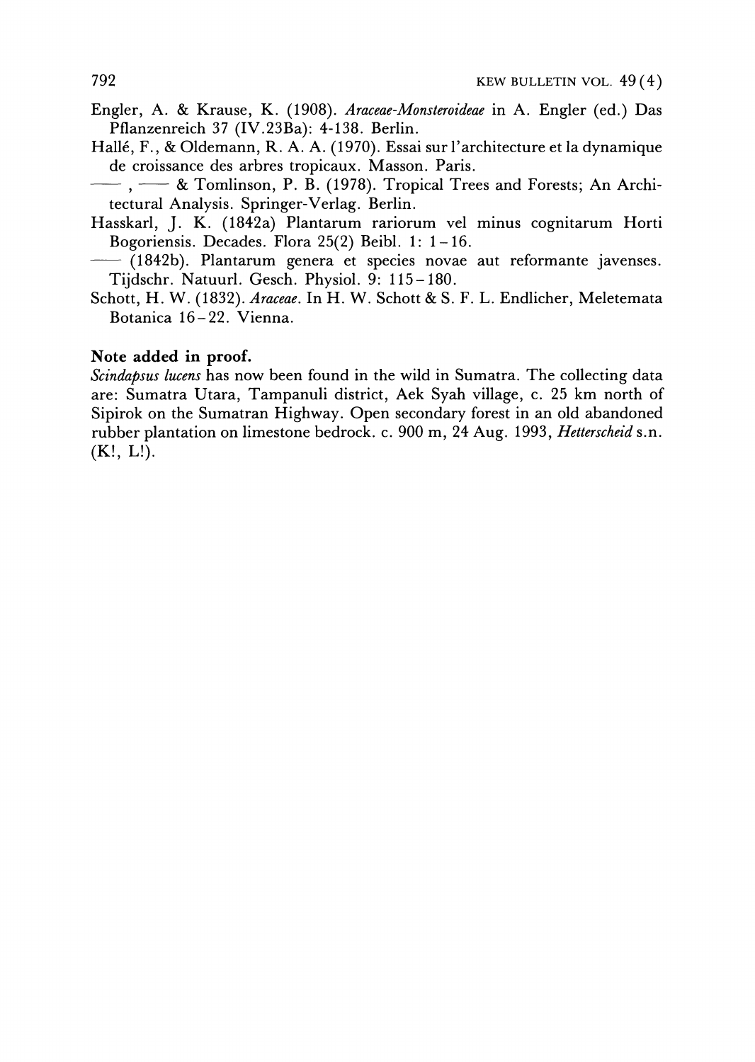Engler, A. & Krause, K. (1908). *Araceae-Monsteroideae* in A. Engler (ed.) Das Pflanzenreich 37 (IV.23Ba): 4-138. Berlin.

Hallé, F., & Oldemann, R. A. A. (1970). Essai sur l'architecture et la dynamique de croissance des arbres tropicaux. Masson. Paris.

—— , —— & Tomlinson, P. B. (1978). Tropical Trees and Forests; An Architectural Analysis. Springer-Verlag. Berlin.

Hasskarl, J. K. (1842a) Plantarum rariorum vel minus cognitarum Horti Bogoriensis. Decades. Flora 25(2) Beibl. 1: 1–16.

—— (1842b). Plantarum genera et species novae aut reformante javenses. Tijdschr. Natuurl. Gesch. Physiol. 9: 115–180.

Schott, H. W. (1832). *Araceae*. In H. W. Schott & S. F. L. Endlicher, Meletemata Botanica 16–22. Vienna.

**Note added in proof.**

*Scindapsus lucens* has now been found in the wild in Sumatra. The collecting data are: Sumatra Utara, Tampanuli district, Aek Syah village, c. 25 km north of Sipirok on the Sumatran Highway. Open secondary forest in an old abandoned rubber plantation on limestone bedrock. c. 900 m, 24 Aug. 1993, *Hetterscheid* s.n. (K!, L!).